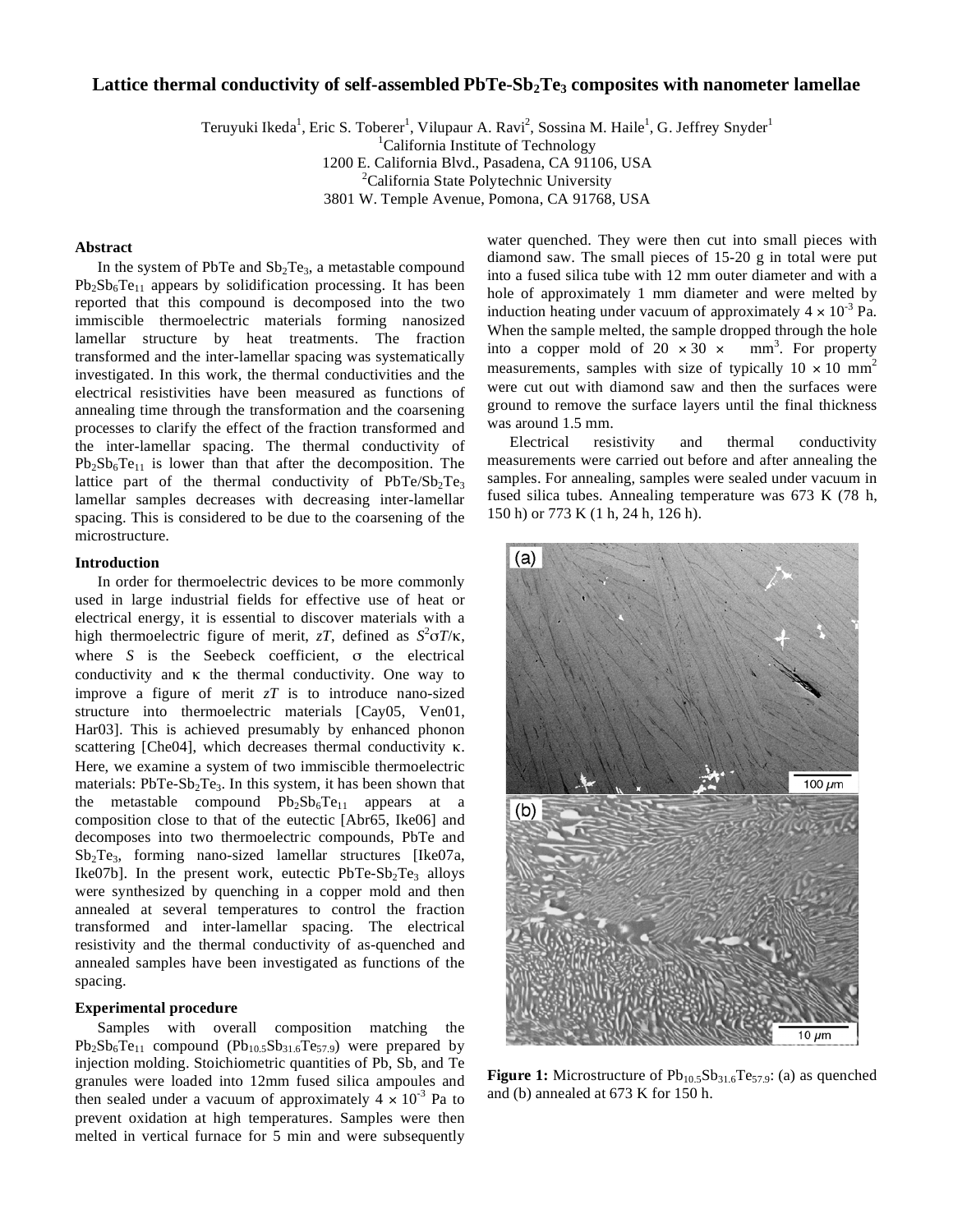# Lattice thermal conductivity of self-assembled $PbTe$-$Sb_2Te_3$ composites with nanometer lamellae

Teruyuki Ikeda[1], Eric S. Toberer[1], Vilupaur A. Ravi[2], Sossina M. Haile[1], G. Jeffrey Snyder[1]

[1]California Institute of Technology
1200 E. California Blvd., Pasadena, CA 91106, USA
[2]California State Polytechnic University
3801 W. Temple Avenue, Pomona, CA 91768, USA

## Abstract

In the system of PbTe and $Sb_2Te_3$, a metastable compound $Pb_2Sb_6Te_{11}$ appears by solidification processing. It has been reported that this compound is decomposed into the two immiscible thermoelectric materials forming nanosized lamellar structure by heat treatments. The fraction transformed and the inter-lamellar spacing was systematically investigated. In this work, the thermal conductivities and the electrical resistivities have been measured as functions of annealing time through the transformation and the coarsening processes to clarify the effect of the fraction transformed and the inter-lamellar spacing. The thermal conductivity of $Pb_2Sb_6Te_{11}$ is lower than that after the decomposition. The lattice part of the thermal conductivity of $PbTe/Sb_2Te_3$ lamellar samples decreases with decreasing inter-lamellar spacing. This is considered to be due to the coarsening of the microstructure.

## Introduction

In order for thermoelectric devices to be more commonly used in large industrial fields for effective use of heat or electrical energy, it is essential to discover materials with a high thermoelectric figure of merit, $zT$, defined as $S^2\sigma T/\kappa$, where $S$ is the Seebeck coefficient, $\sigma$ the electrical conductivity and $\kappa$ the thermal conductivity. One way to improve a figure of merit $zT$ is to introduce nano-sized structure into thermoelectric materials [Cay05, Ven01, Har03]. This is achieved presumably by enhanced phonon scattering [Che04], which decreases thermal conductivity $\kappa$. Here, we examine a system of two immiscible thermoelectric materials: PbTe-$Sb_2Te_3$. In this system, it has been shown that the metastable compound $Pb_2Sb_6Te_{11}$ appears at a composition close to that of the eutectic [Abr65, Ike06] and decomposes into two thermoelectric compounds, PbTe and $Sb_2Te_3$, forming nano-sized lamellar structures [Ike07a, Ike07b]. In the present work, eutectic PbTe-$Sb_2Te_3$ alloys were synthesized by quenching in a copper mold and then annealed at several temperatures to control the fraction transformed and inter-lamellar spacing. The electrical resistivity and the thermal conductivity of as-quenched and annealed samples have been investigated as functions of the spacing.

## Experimental procedure

Samples with overall composition matching the $Pb_2Sb_6Te_{11}$ compound ($Pb_{10.5}Sb_{31.6}Te_{57.9}$) were prepared by injection molding. Stoichiometric quantities of Pb, Sb, and Te granules were loaded into 12mm fused silica ampoules and then sealed under a vacuum of approximately $4 \times 10^{-3}$ Pa to prevent oxidation at high temperatures. Samples were then melted in vertical furnace for 5 min and were subsequently water quenched. They were then cut into small pieces with diamond saw. The small pieces of 15-20 g in total were put into a fused silica tube with 12 mm outer diameter and with a hole of approximately 1 mm diameter and were melted by induction heating under vacuum of approximately $4 \times 10^{-3}$ Pa. When the sample melted, the sample dropped through the hole into a copper mold of $20 \times 30 \times$ mm$^3$. For property measurements, samples with size of typically $10 \times 10$ mm$^2$ were cut out with diamond saw and then the surfaces were ground to remove the surface layers until the final thickness was around 1.5 mm.

Electrical resistivity and thermal conductivity measurements were carried out before and after annealing the samples. For annealing, samples were sealed under vacuum in fused silica tubes. Annealing temperature was 673 K (78 h, 150 h) or 773 K (1 h, 24 h, 126 h).

**Figure 1:** Microstructure of $Pb_{10.5}Sb_{31.6}Te_{57.9}$: (a) as quenched and (b) annealed at 673 K for 150 h.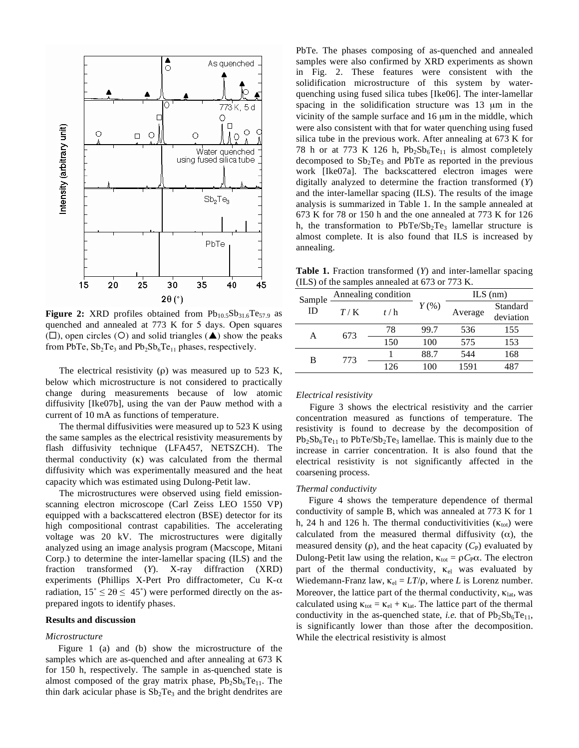**Figure 2:** XRD profiles obtained from $Pb_{10.5}Sb_{31.6}Te_{57.9}$ as quenched and annealed at 773 K for 5 days. Open squares (□), open circles (○) and solid triangles (▲) show the peaks from PbTe, $Sb_2Te_3$ and $Pb_2Sb_6Te_{11}$ phases, respectively.

The electrical resistivity (ρ) was measured up to 523 K, below which microstructure is not considered to practically change during measurements because of low atomic diffusivity [Ike07b], using the van der Pauw method with a current of 10 mA as functions of temperature.

The thermal diffusivities were measured up to 523 K using the same samples as the electrical resistivity measurements by flash diffusivity technique (LFA457, NETSZCH). The thermal conductivity (κ) was calculated from the thermal diffusivity which was experimentally measured and the heat capacity which was estimated using Dulong-Petit law.

The microstructures were observed using field emission-scanning electron microscope (Carl Zeiss LEO 1550 VP) equipped with a backscattered electron (BSE) detector for its high compositional contrast capabilities. The accelerating voltage was 20 kV. The microstructures were digitally analyzed using an image analysis program (Macscope, Mitani Corp.) to determine the inter-lamellar spacing (ILS) and the fraction transformed (*Y*). X-ray diffraction (XRD) experiments (Phillips X-Pert Pro diffractometer, Cu K-α radiation, $15^\circ \leq 2\theta \leq 45^\circ$) were performed directly on the as-prepared ingots to identify phases.

## Results and discussion

### *Microstructure*

Figure 1 (a) and (b) show the microstructure of the samples which are as-quenched and after annealing at 673 K for 150 h, respectively. The sample in as-quenched state is almost composed of the gray matrix phase, $Pb_2Sb_6Te_{11}$. The thin dark acicular phase is $Sb_2Te_3$ and the bright dendrites are PbTe. The phases composing of as-quenched and annealed samples were also confirmed by XRD experiments as shown in Fig. 2. These features were consistent with the solidification microstructure of this system by water-quenching using fused silica tubes [Ike06]. The inter-lamellar spacing in the solidification structure was 13 μm in the vicinity of the sample surface and 16 μm in the middle, which were also consistent with that for water quenching using fused silica tube in the previous work. After annealing at 673 K for 78 h or at 773 K 126 h, $Pb_2Sb_6Te_{11}$ is almost completely decomposed to $Sb_2Te_3$ and PbTe as reported in the previous work [Ike07a]. The backscattered electron images were digitally analyzed to determine the fraction transformed (*Y*) and the inter-lamellar spacing (ILS). The results of the image analysis is summarized in Table 1. In the sample annealed at 673 K for 78 or 150 h and the one annealed at 773 K for 126 h, the transformation to PbTe/$Sb_2Te_3$ lamellar structure is almost complete. It is also found that ILS is increased by annealing.

**Table 1.** Fraction transformed (*Y*) and inter-lamellar spacing (ILS) of the samples annealed at 673 or 773 K.

| Sample ID | Annealing condition | | *Y* (%) | ILS (nm) | |
|---|---|---|---|---|---|
| | *T* / K | *t* / h | | Average | Standard deviation |
| A | 673 | 78 | 99.7 | 536 | 155 |
| | | 150 | 100 | 575 | 153 |
| B | 773 | 1 | 88.7 | 544 | 168 |
| | | 126 | 100 | 1591 | 487 |

### *Electrical resistivity*

Figure 3 shows the electrical resistivity and the carrier concentration measured as functions of temperature. The resistivity is found to decrease by the decomposition of $Pb_2Sb_6Te_{11}$ to PbTe/$Sb_2Te_3$ lamellae. This is mainly due to the increase in carrier concentration. It is also found that the electrical resistivity is not significantly affected in the coarsening process.

### *Thermal conductivity*

Figure 4 shows the temperature dependence of thermal conductivity of sample B, which was annealed at 773 K for 1 h, 24 h and 126 h. The thermal conductivitivities ($\kappa_{tot}$) were calculated from the measured thermal diffusivity (α), the measured density (ρ), and the heat capacity ($C_P$) evaluated by Dulong-Petit law using the relation, $\kappa_{tot} = \rho C_P \alpha$. The electron part of the thermal conductivity, $\kappa_{el}$ was evaluated by Wiedemann-Franz law, $\kappa_{el} = LT/\rho$, where *L* is Lorenz number. Moreover, the lattice part of the thermal conductivity, $\kappa_{lat}$, was calculated using $\kappa_{tot} = \kappa_{el} + \kappa_{lat}$. The lattice part of the thermal conductivity in the as-quenched state, *i.e.* that of $Pb_2Sb_6Te_{11}$, is significantly lower than those after the decomposition. While the electrical resistivity is almost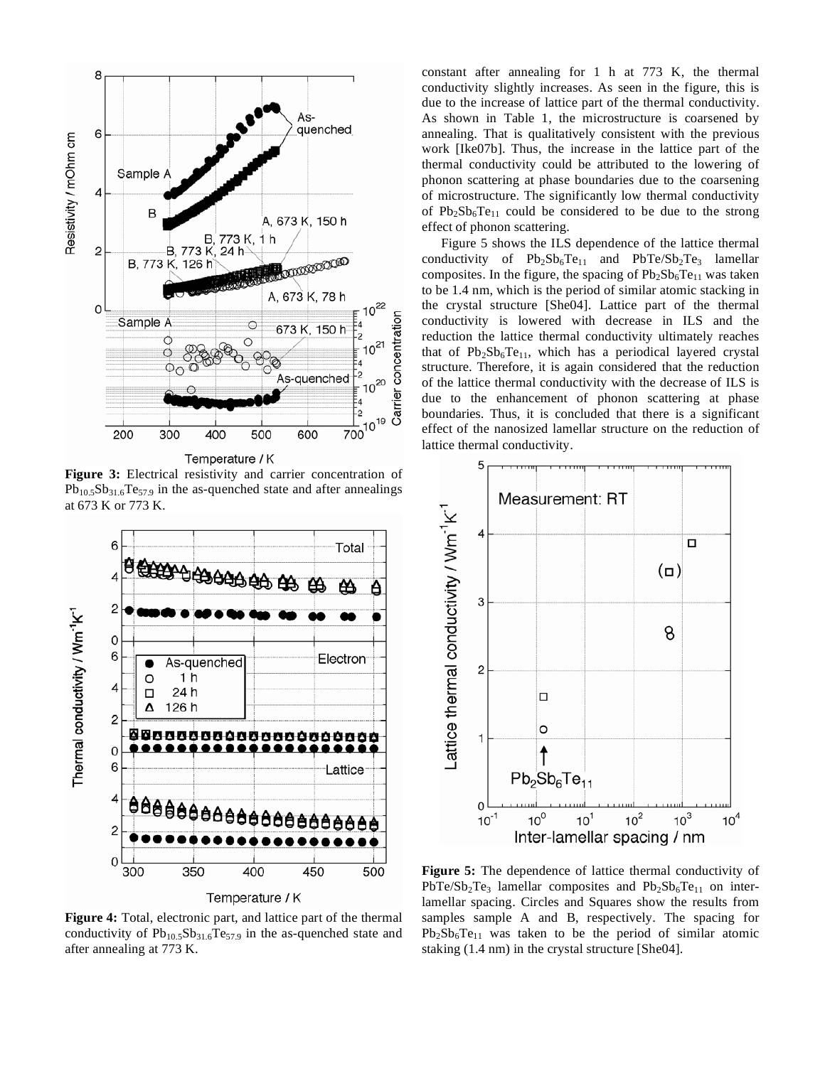constant after annealing for 1 h at 773 K, the thermal conductivity slightly increases. As seen in the figure, this is due to the increase of lattice part of the thermal conductivity. As shown in Table 1, the microstructure is coarsened by annealing. That is qualitatively consistent with the previous work [Ike07b]. Thus, the increase in the lattice part of the thermal conductivity could be attributed to the lowering of phonon scattering at phase boundaries due to the coarsening of microstructure. The significantly low thermal conductivity of $Pb_2Sb_6Te_{11}$ could be considered to be due to the strong effect of phonon scattering.

Figure 5 shows the ILS dependence of the lattice thermal conductivity of $Pb_2Sb_6Te_{11}$ and $PbTe/Sb_2Te_3$ lamellar composites. In the figure, the spacing of $Pb_2Sb_6Te_{11}$ was taken to be 1.4 nm, which is the period of similar atomic stacking in the crystal structure [She04]. Lattice part of the thermal conductivity is lowered with decrease in ILS and the reduction the lattice thermal conductivity ultimately reaches that of $Pb_2Sb_6Te_{11}$, which has a periodical layered crystal structure. Therefore, it is again considered that the reduction of the lattice thermal conductivity with the decrease of ILS is due to the enhancement of phonon scattering at phase boundaries. Thus, it is concluded that there is a significant effect of the nanosized lamellar structure on the reduction of lattice thermal conductivity.

**Figure 3:** Electrical resistivity and carrier concentration of $Pb_{10.5}Sb_{31.6}Te_{57.9}$ in the as-quenched state and after annealings at 673 K or 773 K.

**Figure 4:** Total, electronic part, and lattice part of the thermal conductivity of $Pb_{10.5}Sb_{31.6}Te_{57.9}$ in the as-quenched state and after annealing at 773 K.

**Figure 5:** The dependence of lattice thermal conductivity of $PbTe/Sb_2Te_3$ lamellar composites and $Pb_2Sb_6Te_{11}$ on inter-lamellar spacing. Circles and Squares show the results from samples sample A and B, respectively. The spacing for $Pb_2Sb_6Te_{11}$ was taken to be the period of similar atomic staking (1.4 nm) in the crystal structure [She04].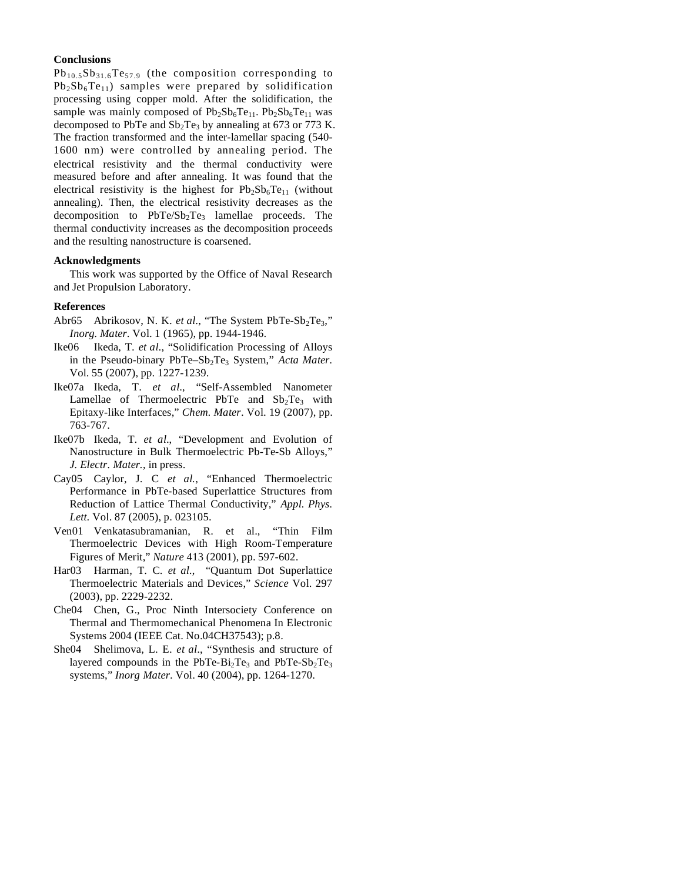## Conclusions

$Pb_{10.5}Sb_{31.6}Te_{57.9}$ (the composition corresponding to $Pb_2Sb_6Te_{11}$) samples were prepared by solidification processing using copper mold. After the solidification, the sample was mainly composed of $Pb_2Sb_6Te_{11}$. $Pb_2Sb_6Te_{11}$ was decomposed to PbTe and $Sb_2Te_3$ by annealing at 673 or 773 K. The fraction transformed and the inter-lamellar spacing (540-1600 nm) were controlled by annealing period. The electrical resistivity and the thermal conductivity were measured before and after annealing. It was found that the electrical resistivity is the highest for $Pb_2Sb_6Te_{11}$ (without annealing). Then, the electrical resistivity decreases as the decomposition to PbTe/$Sb_2Te_3$ lamellae proceeds. The thermal conductivity increases as the decomposition proceeds and the resulting nanostructure is coarsened.

## Acknowledgments

This work was supported by the Office of Naval Research and Jet Propulsion Laboratory.

## References

Abr65 Abrikosov, N. K. *et al.*, "The System PbTe-$Sb_2Te_3$," *Inorg. Mater.* Vol. 1 (1965), pp. 1944-1946.

Ike06 Ikeda, T. *et al.*, "Solidification Processing of Alloys in the Pseudo-binary PbTe–$Sb_2Te_3$ System," *Acta Mater.* Vol. 55 (2007), pp. 1227-1239.

Ike07a Ikeda, T. *et al.*, "Self-Assembled Nanometer Lamellae of Thermoelectric PbTe and $Sb_2Te_3$ with Epitaxy-like Interfaces," *Chem. Mater.* Vol. 19 (2007), pp. 763-767.

Ike07b Ikeda, T. *et al*., "Development and Evolution of Nanostructure in Bulk Thermoelectric Pb-Te-Sb Alloys," *J. Electr. Mater.*, in press.

Cay05 Caylor, J. C *et al.*, "Enhanced Thermoelectric Performance in PbTe-based Superlattice Structures from Reduction of Lattice Thermal Conductivity," *Appl. Phys. Lett.* Vol. 87 (2005), p. 023105.

Ven01 Venkatasubramanian, R. et al., "Thin Film Thermoelectric Devices with High Room-Temperature Figures of Merit," *Nature* 413 (2001), pp. 597-602.

Har03 Harman, T. C. *et al.*, "Quantum Dot Superlattice Thermoelectric Materials and Devices," *Science* Vol. 297 (2003), pp. 2229-2232.

Che04 Chen, G., Proc Ninth Intersociety Conference on Thermal and Thermomechanical Phenomena In Electronic Systems 2004 (IEEE Cat. No.04CH37543); p.8.

She04 Shelimova, L. E. *et al*., "Synthesis and structure of layered compounds in the PbTe-$Bi_2Te_3$ and PbTe-$Sb_2Te_3$ systems," *Inorg Mater.* Vol. 40 (2004), pp. 1264-1270.